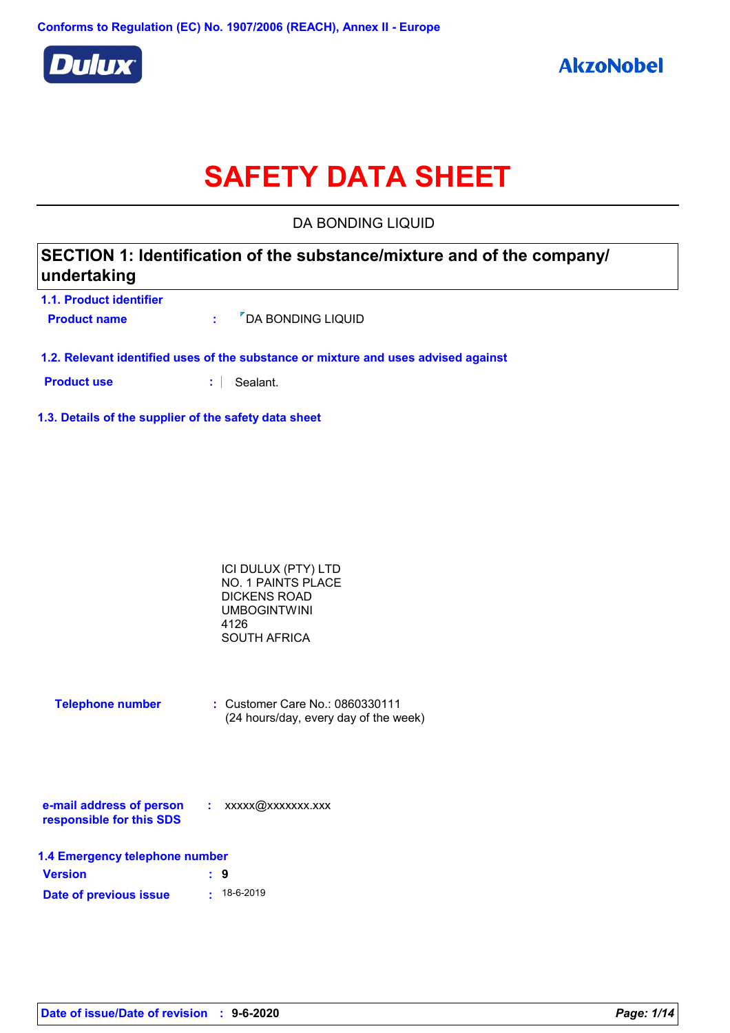Conforms to Regulation (EC) No. 1907/2006 (REACH), Annex II - Europe

Dulux

AkzoNobel

# SAFETY DATA SHEET

DA BONDING LIQUID

## SECTION 1: Identification of the substance/mixture and of the company/ undertaking

### 1.1. Product identifier

**Product name** : DA BONDING LIQUID

### 1.2. Relevant identified uses of the substance or mixture and uses advised against

**Product use** : Sealant.

### 1.3. Details of the supplier of the safety data sheet

ICI DULUX (PTY) LTD
NO. 1 PAINTS PLACE
DICKENS ROAD
UMBOGINTWINI
4126
SOUTH AFRICA

**Telephone number** : Customer Care No.: 0860330111
(24 hours/day, every day of the week)

**e-mail address of person responsible for this SDS** : xxxxx@xxxxxxx.xxx

### 1.4 Emergency telephone number

**Version** : 9

**Date of previous issue** : 18-6-2019

**Date of issue/Date of revision** : 9-6-2020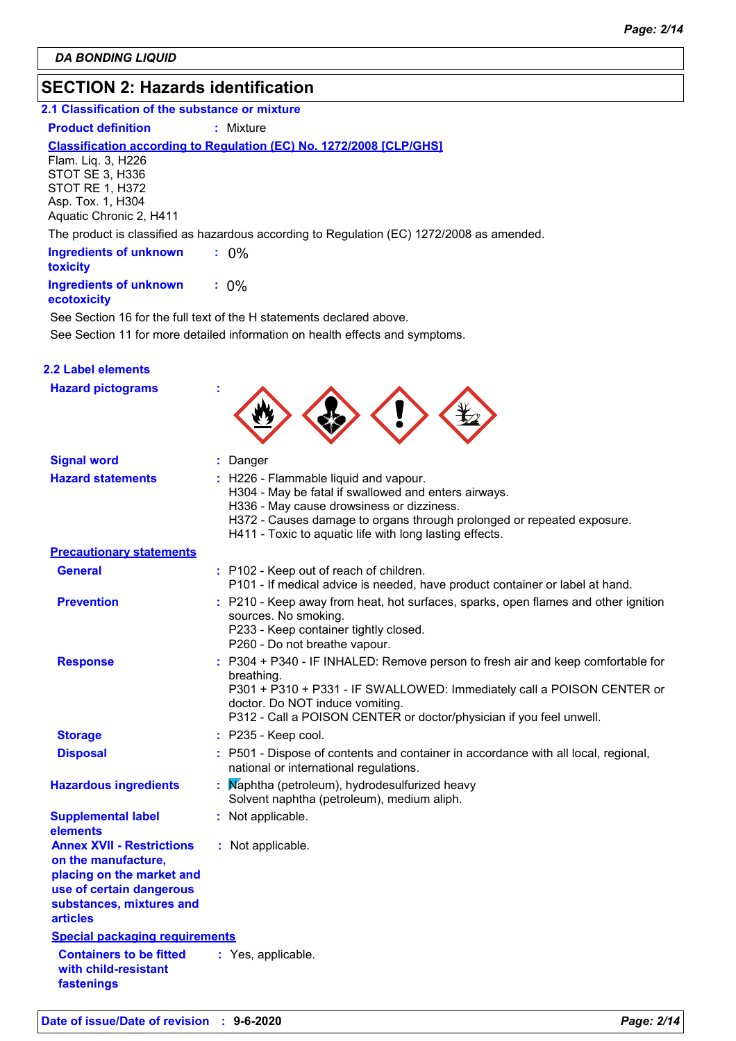**DA BONDING LIQUID**

## SECTION 2: Hazards identification

### 2.1 Classification of the substance or mixture

**Product definition** : Mixture

**Classification according to Regulation (EC) No. 1272/2008 [CLP/GHS]**

Flam. Liq. 3, H226
STOT SE 3, H336
STOT RE 1, H372
Asp. Tox. 1, H304
Aquatic Chronic 2, H411

The product is classified as hazardous according to Regulation (EC) 1272/2008 as amended.

**Ingredients of unknown toxicity** : 0%

**Ingredients of unknown ecotoxicity** : 0%

See Section 16 for the full text of the H statements declared above.

See Section 11 for more detailed information on health effects and symptoms.

### 2.2 Label elements

**Hazard pictograms** :

**Signal word** : Danger

**Hazard statements** :
H226 - Flammable liquid and vapour.
H304 - May be fatal if swallowed and enters airways.
H336 - May cause drowsiness or dizziness.
H372 - Causes damage to organs through prolonged or repeated exposure.
H411 - Toxic to aquatic life with long lasting effects.

**Precautionary statements**

**General** :
P102 - Keep out of reach of children.
P101 - If medical advice is needed, have product container or label at hand.

**Prevention** :
P210 - Keep away from heat, hot surfaces, sparks, open flames and other ignition sources. No smoking.
P233 - Keep container tightly closed.
P260 - Do not breathe vapour.

**Response** :
P304 + P340 - IF INHALED: Remove person to fresh air and keep comfortable for breathing.
P301 + P310 + P331 - IF SWALLOWED: Immediately call a POISON CENTER or doctor. Do NOT induce vomiting.
P312 - Call a POISON CENTER or doctor/physician if you feel unwell.

**Storage** : P235 - Keep cool.

**Disposal** : P501 - Dispose of contents and container in accordance with all local, regional, national or international regulations.

**Hazardous ingredients** :
Naphtha (petroleum), hydrodesulfurized heavy
Solvent naphtha (petroleum), medium aliph.

**Supplemental label elements** : Not applicable.

**Annex XVII - Restrictions on the manufacture, placing on the market and use of certain dangerous substances, mixtures and articles** : Not applicable.

**Special packaging requirements**

**Containers to be fitted with child-resistant fastenings** : Yes, applicable.

**Date of issue/Date of revision** : 9-6-2020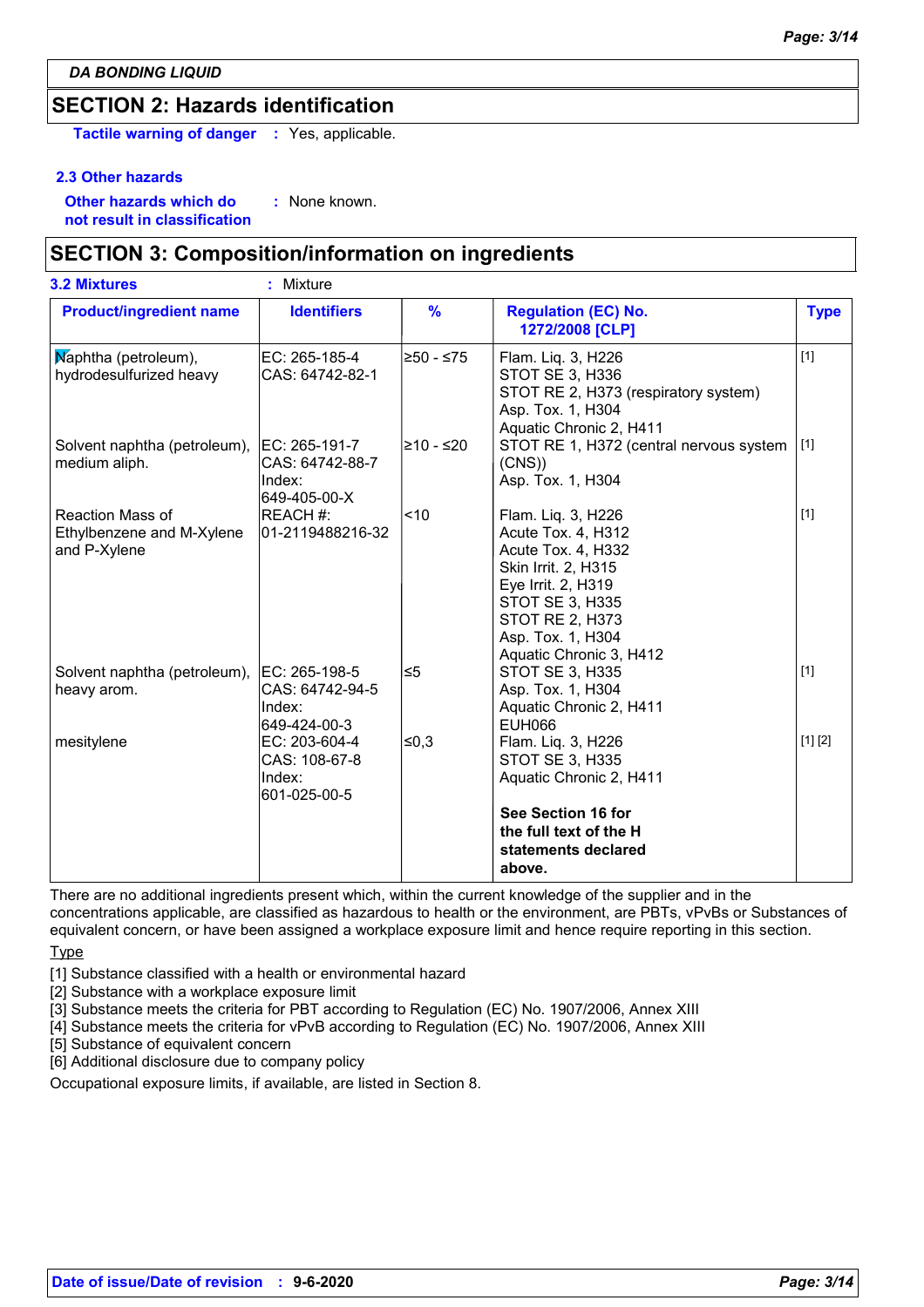**DA BONDING LIQUID**

## SECTION 2: Hazards identification

**Tactile warning of danger** : Yes, applicable.

### 2.3 Other hazards

**Other hazards which do not result in classification** : None known.

## SECTION 3: Composition/information on ingredients

**3.2 Mixtures** : Mixture

| Product/ingredient name | Identifiers | % | Regulation (EC) No. 1272/2008 [CLP] | Type |
|---|---|---|---|---|
| Naphtha (petroleum), hydrodesulfurized heavy | EC: 265-185-4<br>CAS: 64742-82-1 | ≥50 - ≤75 | Flam. Liq. 3, H226<br>STOT SE 3, H336<br>STOT RE 2, H373 (respiratory system)<br>Asp. Tox. 1, H304<br>Aquatic Chronic 2, H411 | [1] |
| Solvent naphtha (petroleum), medium aliph. | EC: 265-191-7<br>CAS: 64742-88-7<br>Index: 649-405-00-X | ≥10 - ≤20 | STOT RE 1, H372 (central nervous system (CNS))<br>Asp. Tox. 1, H304 | [1] |
| Reaction Mass of Ethylbenzene and M-Xylene and P-Xylene | REACH #: 01-2119488216-32 | <10 | Flam. Liq. 3, H226<br>Acute Tox. 4, H312<br>Acute Tox. 4, H332<br>Skin Irrit. 2, H315<br>Eye Irrit. 2, H319<br>STOT SE 3, H335<br>STOT RE 2, H373<br>Asp. Tox. 1, H304<br>Aquatic Chronic 3, H412 | [1] |
| Solvent naphtha (petroleum), heavy arom. | EC: 265-198-5<br>CAS: 64742-94-5<br>Index: 649-424-00-3 | ≤5 | STOT SE 3, H335<br>Asp. Tox. 1, H304<br>Aquatic Chronic 2, H411<br>EUH066 | [1] |
| mesitylene | EC: 203-604-4<br>CAS: 108-67-8<br>Index: 601-025-00-5 | ≤0,3 | Flam. Liq. 3, H226<br>STOT SE 3, H335<br>Aquatic Chronic 2, H411<br><br>**See Section 16 for the full text of the H statements declared above.** | [1] [2] |

There are no additional ingredients present which, within the current knowledge of the supplier and in the concentrations applicable, are classified as hazardous to health or the environment, are PBTs, vPvBs or Substances of equivalent concern, or have been assigned a workplace exposure limit and hence require reporting in this section.

Type

[1] Substance classified with a health or environmental hazard
[2] Substance with a workplace exposure limit
[3] Substance meets the criteria for PBT according to Regulation (EC) No. 1907/2006, Annex XIII
[4] Substance meets the criteria for vPvB according to Regulation (EC) No. 1907/2006, Annex XIII
[5] Substance of equivalent concern
[6] Additional disclosure due to company policy

Occupational exposure limits, if available, are listed in Section 8.

**Date of issue/Date of revision** : **9-6-2020**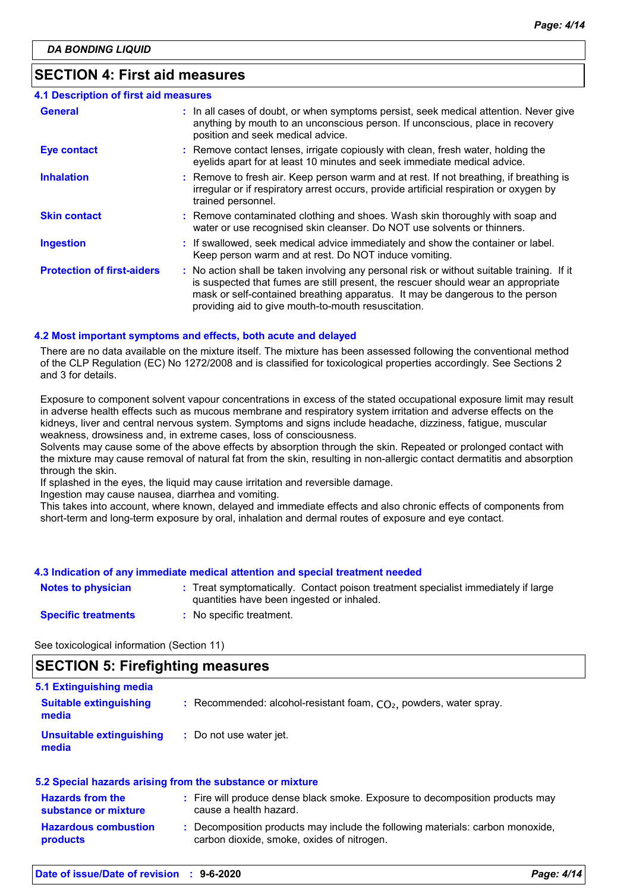## SECTION 4: First aid measures

### 4.1 Description of first aid measures

| | |
|---|---|
| **General** | : In all cases of doubt, or when symptoms persist, seek medical attention. Never give anything by mouth to an unconscious person. If unconscious, place in recovery position and seek medical advice. |
| **Eye contact** | : Remove contact lenses, irrigate copiously with clean, fresh water, holding the eyelids apart for at least 10 minutes and seek immediate medical advice. |
| **Inhalation** | : Remove to fresh air. Keep person warm and at rest. If not breathing, if breathing is irregular or if respiratory arrest occurs, provide artificial respiration or oxygen by trained personnel. |
| **Skin contact** | : Remove contaminated clothing and shoes. Wash skin thoroughly with soap and water or use recognised skin cleanser. Do NOT use solvents or thinners. |
| **Ingestion** | : If swallowed, seek medical advice immediately and show the container or label. Keep person warm and at rest. Do NOT induce vomiting. |
| **Protection of first-aiders** | : No action shall be taken involving any personal risk or without suitable training. If it is suspected that fumes are still present, the rescuer should wear an appropriate mask or self-contained breathing apparatus. It may be dangerous to the person providing aid to give mouth-to-mouth resuscitation. |

### 4.2 Most important symptoms and effects, both acute and delayed

There are no data available on the mixture itself. The mixture has been assessed following the conventional method of the CLP Regulation (EC) No 1272/2008 and is classified for toxicological properties accordingly. See Sections 2 and 3 for details.

Exposure to component solvent vapour concentrations in excess of the stated occupational exposure limit may result in adverse health effects such as mucous membrane and respiratory system irritation and adverse effects on the kidneys, liver and central nervous system. Symptoms and signs include headache, dizziness, fatigue, muscular weakness, drowsiness and, in extreme cases, loss of consciousness.
Solvents may cause some of the above effects by absorption through the skin. Repeated or prolonged contact with the mixture may cause removal of natural fat from the skin, resulting in non-allergic contact dermatitis and absorption through the skin.
If splashed in the eyes, the liquid may cause irritation and reversible damage.
Ingestion may cause nausea, diarrhea and vomiting.
This takes into account, where known, delayed and immediate effects and also chronic effects of components from short-term and long-term exposure by oral, inhalation and dermal routes of exposure and eye contact.

### 4.3 Indication of any immediate medical attention and special treatment needed

| | |
|---|---|
| **Notes to physician** | : Treat symptomatically. Contact poison treatment specialist immediately if large quantities have been ingested or inhaled. |
| **Specific treatments** | : No specific treatment. |

See toxicological information (Section 11)

## SECTION 5: Firefighting measures

### 5.1 Extinguishing media

| | |
|---|---|
| **Suitable extinguishing media** | : Recommended: alcohol-resistant foam, $CO_2$, powders, water spray. |
| **Unsuitable extinguishing media** | : Do not use water jet. |

### 5.2 Special hazards arising from the substance or mixture

| | |
|---|---|
| **Hazards from the substance or mixture** | : Fire will produce dense black smoke. Exposure to decomposition products may cause a health hazard. |
| **Hazardous combustion products** | : Decomposition products may include the following materials: carbon monoxide, carbon dioxide, smoke, oxides of nitrogen. |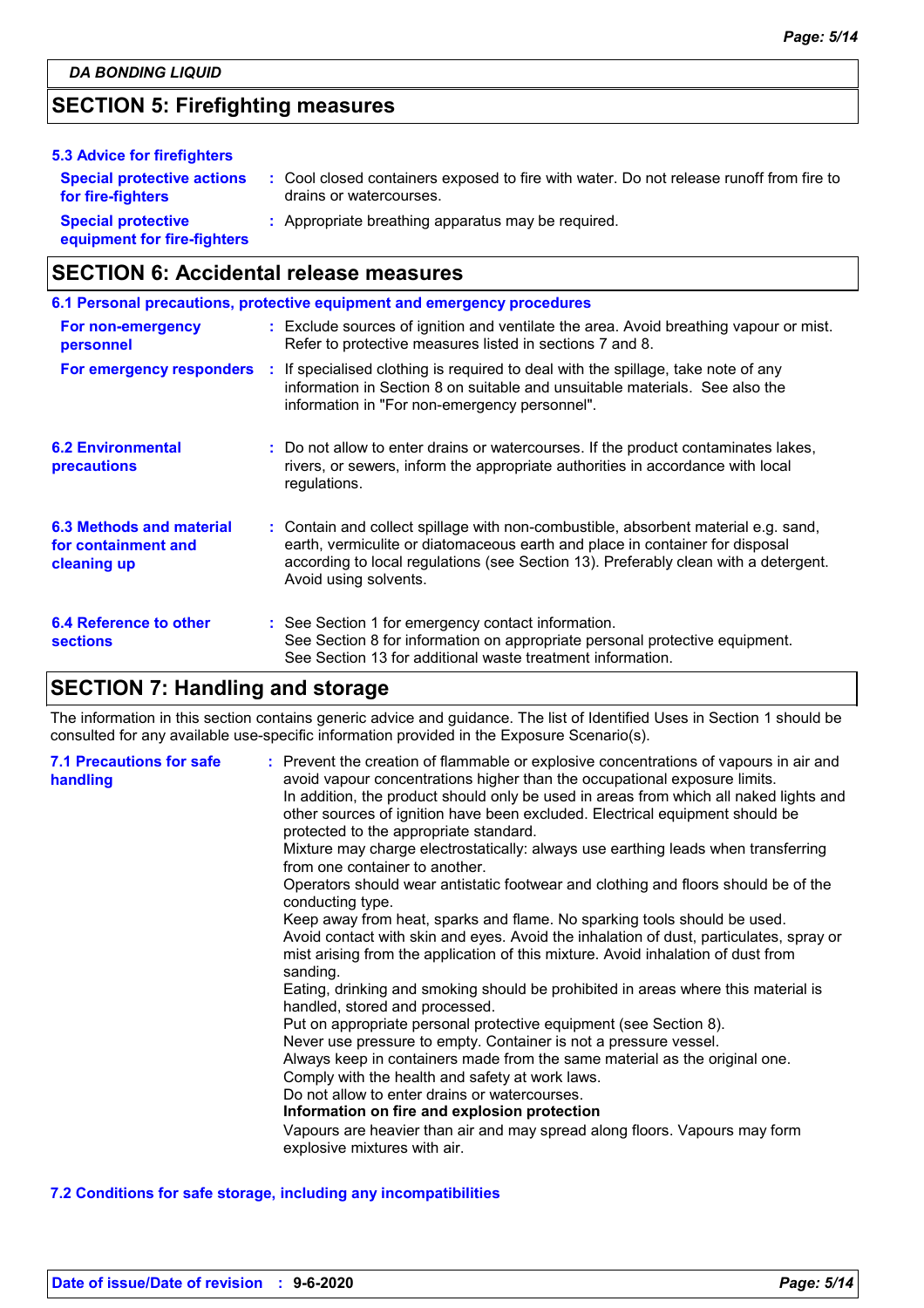## SECTION 5: Firefighting measures

### 5.3 Advice for firefighters

**Special protective actions for fire-fighters** : Cool closed containers exposed to fire with water. Do not release runoff from fire to drains or watercourses.

**Special protective equipment for fire-fighters** : Appropriate breathing apparatus may be required.

## SECTION 6: Accidental release measures

### 6.1 Personal precautions, protective equipment and emergency procedures

**For non-emergency personnel** : Exclude sources of ignition and ventilate the area. Avoid breathing vapour or mist. Refer to protective measures listed in sections 7 and 8.

**For emergency responders** : If specialised clothing is required to deal with the spillage, take note of any information in Section 8 on suitable and unsuitable materials. See also the information in "For non-emergency personnel".

### 6.2 Environmental precautions

: Do not allow to enter drains or watercourses. If the product contaminates lakes, rivers, or sewers, inform the appropriate authorities in accordance with local regulations.

### 6.3 Methods and material for containment and cleaning up

: Contain and collect spillage with non-combustible, absorbent material e.g. sand, earth, vermiculite or diatomaceous earth and place in container for disposal according to local regulations (see Section 13). Preferably clean with a detergent. Avoid using solvents.

### 6.4 Reference to other sections

: See Section 1 for emergency contact information.
See Section 8 for information on appropriate personal protective equipment.
See Section 13 for additional waste treatment information.

## SECTION 7: Handling and storage

The information in this section contains generic advice and guidance. The list of Identified Uses in Section 1 should be consulted for any available use-specific information provided in the Exposure Scenario(s).

### 7.1 Precautions for safe handling

: Prevent the creation of flammable or explosive concentrations of vapours in air and avoid vapour concentrations higher than the occupational exposure limits.
In addition, the product should only be used in areas from which all naked lights and other sources of ignition have been excluded. Electrical equipment should be protected to the appropriate standard.
Mixture may charge electrostatically: always use earthing leads when transferring from one container to another.
Operators should wear antistatic footwear and clothing and floors should be of the conducting type.
Keep away from heat, sparks and flame. No sparking tools should be used.
Avoid contact with skin and eyes. Avoid the inhalation of dust, particulates, spray or mist arising from the application of this mixture. Avoid inhalation of dust from sanding.
Eating, drinking and smoking should be prohibited in areas where this material is handled, stored and processed.
Put on appropriate personal protective equipment (see Section 8).
Never use pressure to empty. Container is not a pressure vessel.
Always keep in containers made from the same material as the original one.
Comply with the health and safety at work laws.
Do not allow to enter drains or watercourses.
**Information on fire and explosion protection**
Vapours are heavier than air and may spread along floors. Vapours may form explosive mixtures with air.

### 7.2 Conditions for safe storage, including any incompatibilities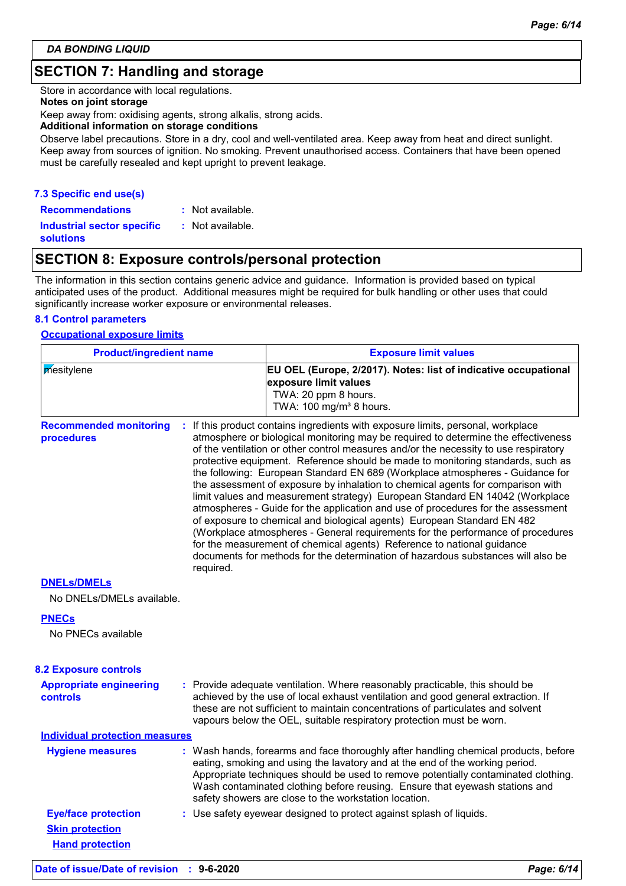## SECTION 7: Handling and storage

Store in accordance with local regulations.

**Notes on joint storage**

Keep away from: oxidising agents, strong alkalis, strong acids.

**Additional information on storage conditions**

Observe label precautions. Store in a dry, cool and well-ventilated area. Keep away from heat and direct sunlight. Keep away from sources of ignition. No smoking. Prevent unauthorised access. Containers that have been opened must be carefully resealed and kept upright to prevent leakage.

### 7.3 Specific end use(s)

**Recommendations** : Not available.

**Industrial sector specific solutions** : Not available.

## SECTION 8: Exposure controls/personal protection

The information in this section contains generic advice and guidance. Information is provided based on typical anticipated uses of the product. Additional measures might be required for bulk handling or other uses that could significantly increase worker exposure or environmental releases.

### 8.1 Control parameters

**Occupational exposure limits**

| Product/ingredient name | Exposure limit values |
|---|---|
| mesitylene | **EU OEL (Europe, 2/2017). Notes: list of indicative occupational exposure limit values**<br>TWA: 20 ppm 8 hours.<br>TWA: 100 mg/m³ 8 hours. |

**Recommended monitoring procedures** : If this product contains ingredients with exposure limits, personal, workplace atmosphere or biological monitoring may be required to determine the effectiveness of the ventilation or other control measures and/or the necessity to use respiratory protective equipment. Reference should be made to monitoring standards, such as the following: European Standard EN 689 (Workplace atmospheres - Guidance for the assessment of exposure by inhalation to chemical agents for comparison with limit values and measurement strategy) European Standard EN 14042 (Workplace atmospheres - Guide for the application and use of procedures for the assessment of exposure to chemical and biological agents) European Standard EN 482 (Workplace atmospheres - General requirements for the performance of procedures for the measurement of chemical agents) Reference to national guidance documents for methods for the determination of hazardous substances will also be required.

**DNELs/DMELs**

No DNELs/DMELs available.

**PNECs**

No PNECs available

### 8.2 Exposure controls

**Appropriate engineering controls** : Provide adequate ventilation. Where reasonably practicable, this should be achieved by the use of local exhaust ventilation and good general extraction. If these are not sufficient to maintain concentrations of particulates and solvent vapours below the OEL, suitable respiratory protection must be worn.

**Individual protection measures**

**Hygiene measures** : Wash hands, forearms and face thoroughly after handling chemical products, before eating, smoking and using the lavatory and at the end of the working period. Appropriate techniques should be used to remove potentially contaminated clothing. Wash contaminated clothing before reusing. Ensure that eyewash stations and safety showers are close to the workstation location.

**Eye/face protection** : Use safety eyewear designed to protect against splash of liquids.

**Skin protection**

**Hand protection**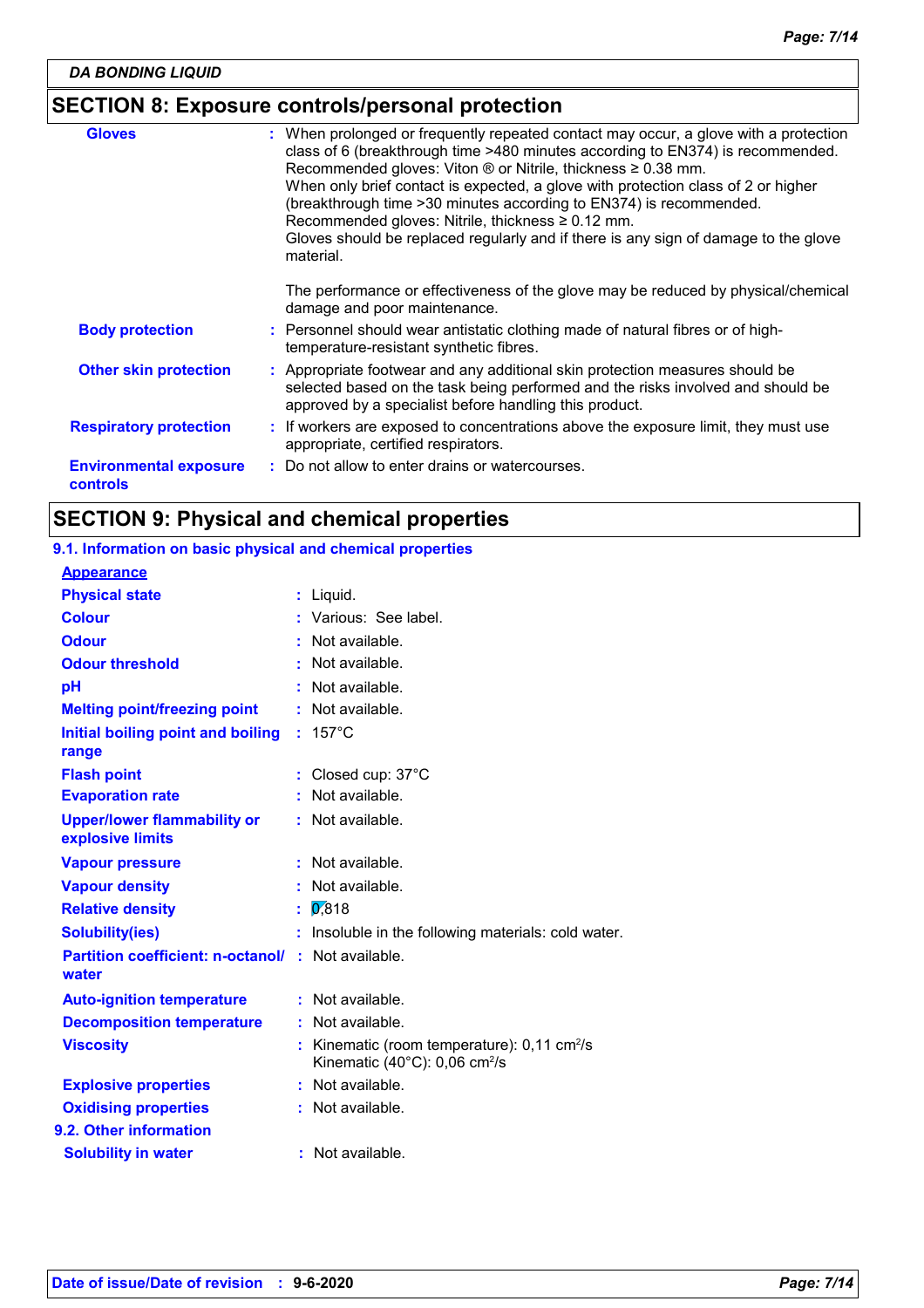DA BONDING LIQUID

## SECTION 8: Exposure controls/personal protection

| | |
|---|---|
| **Gloves** | When prolonged or frequently repeated contact may occur, a glove with a protection class of 6 (breakthrough time >480 minutes according to EN374) is recommended. Recommended gloves: Viton ® or Nitrile, thickness ≥ 0.38 mm. When only brief contact is expected, a glove with protection class of 2 or higher (breakthrough time >30 minutes according to EN374) is recommended. Recommended gloves: Nitrile, thickness ≥ 0.12 mm. Gloves should be replaced regularly and if there is any sign of damage to the glove material.<br><br>The performance or effectiveness of the glove may be reduced by physical/chemical damage and poor maintenance. |
| **Body protection** | Personnel should wear antistatic clothing made of natural fibres or of high-temperature-resistant synthetic fibres. |
| **Other skin protection** | Appropriate footwear and any additional skin protection measures should be selected based on the task being performed and the risks involved and should be approved by a specialist before handling this product. |
| **Respiratory protection** | If workers are exposed to concentrations above the exposure limit, they must use appropriate, certified respirators. |
| **Environmental exposure controls** | Do not allow to enter drains or watercourses. |

## SECTION 9: Physical and chemical properties

### 9.1. Information on basic physical and chemical properties

**Appearance**

| | |
|---|---|
| **Physical state** | Liquid. |
| **Colour** | Various: See label. |
| **Odour** | Not available. |
| **Odour threshold** | Not available. |
| **pH** | Not available. |
| **Melting point/freezing point** | Not available. |
| **Initial boiling point and boiling range** | 157°C |
| **Flash point** | Closed cup: 37°C |
| **Evaporation rate** | Not available. |
| **Upper/lower flammability or explosive limits** | Not available. |
| **Vapour pressure** | Not available. |
| **Vapour density** | Not available. |
| **Relative density** | 0,818 |
| **Solubility(ies)** | Insoluble in the following materials: cold water. |
| **Partition coefficient: n-octanol/water** | Not available. |
| **Auto-ignition temperature** | Not available. |
| **Decomposition temperature** | Not available. |
| **Viscosity** | Kinematic (room temperature): 0,11 $cm^2/s$<br>Kinematic (40°C): 0,06 $cm^2/s$ |
| **Explosive properties** | Not available. |
| **Oxidising properties** | Not available. |

### 9.2. Other information

| | |
|---|---|
| **Solubility in water** | Not available. |

**Date of issue/Date of revision** : 9-6-2020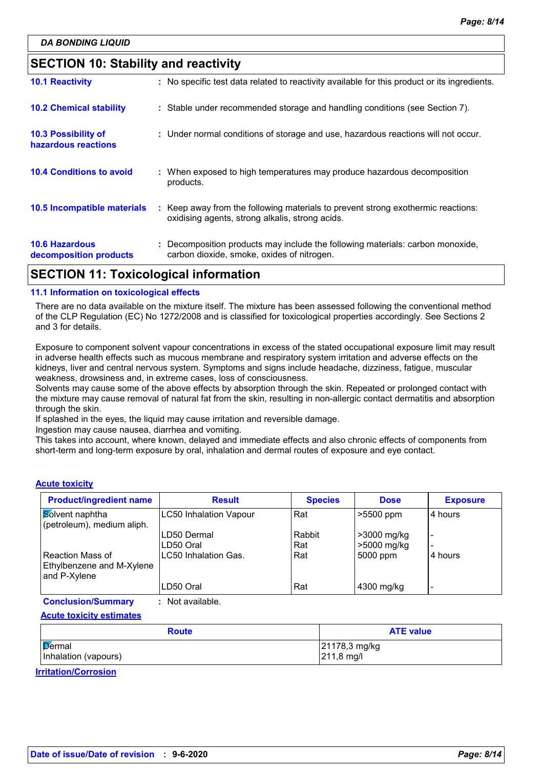DA BONDING LIQUID

## SECTION 10: Stability and reactivity

| | |
|---|---|
| **10.1 Reactivity** | : No specific test data related to reactivity available for this product or its ingredients. |
| **10.2 Chemical stability** | : Stable under recommended storage and handling conditions (see Section 7). |
| **10.3 Possibility of hazardous reactions** | : Under normal conditions of storage and use, hazardous reactions will not occur. |
| **10.4 Conditions to avoid** | : When exposed to high temperatures may produce hazardous decomposition products. |
| **10.5 Incompatible materials** | : Keep away from the following materials to prevent strong exothermic reactions: oxidising agents, strong alkalis, strong acids. |
| **10.6 Hazardous decomposition products** | : Decomposition products may include the following materials: carbon monoxide, carbon dioxide, smoke, oxides of nitrogen. |

## SECTION 11: Toxicological information

### 11.1 Information on toxicological effects

There are no data available on the mixture itself. The mixture has been assessed following the conventional method of the CLP Regulation (EC) No 1272/2008 and is classified for toxicological properties accordingly. See Sections 2 and 3 for details.

Exposure to component solvent vapour concentrations in excess of the stated occupational exposure limit may result in adverse health effects such as mucous membrane and respiratory system irritation and adverse effects on the kidneys, liver and central nervous system. Symptoms and signs include headache, dizziness, fatigue, muscular weakness, drowsiness and, in extreme cases, loss of consciousness.
Solvents may cause some of the above effects by absorption through the skin. Repeated or prolonged contact with the mixture may cause removal of natural fat from the skin, resulting in non-allergic contact dermatitis and absorption through the skin.
If splashed in the eyes, the liquid may cause irritation and reversible damage.
Ingestion may cause nausea, diarrhea and vomiting.
This takes into account, where known, delayed and immediate effects and also chronic effects of components from short-term and long-term exposure by oral, inhalation and dermal routes of exposure and eye contact.

**Acute toxicity**

| Product/ingredient name | Result | Species | Dose | Exposure |
|---|---|---|---|---|
| Solvent naphtha (petroleum), medium aliph. | LC50 Inhalation Vapour | Rat | >5500 ppm | 4 hours |
| | LD50 Dermal | Rabbit | >3000 mg/kg | - |
| | LD50 Oral | Rat | >5000 mg/kg | - |
| Reaction Mass of Ethylbenzene and M-Xylene and P-Xylene | LC50 Inhalation Gas. | Rat | 5000 ppm | 4 hours |
| | LD50 Oral | Rat | 4300 mg/kg | - |

**Conclusion/Summary** : Not available.

**Acute toxicity estimates**

| Route | ATE value |
|---|---|
| Dermal | 21178,3 mg/kg |
| Inhalation (vapours) | 211,8 mg/l |

**Irritation/Corrosion**

Date of issue/Date of revision : 9-6-2020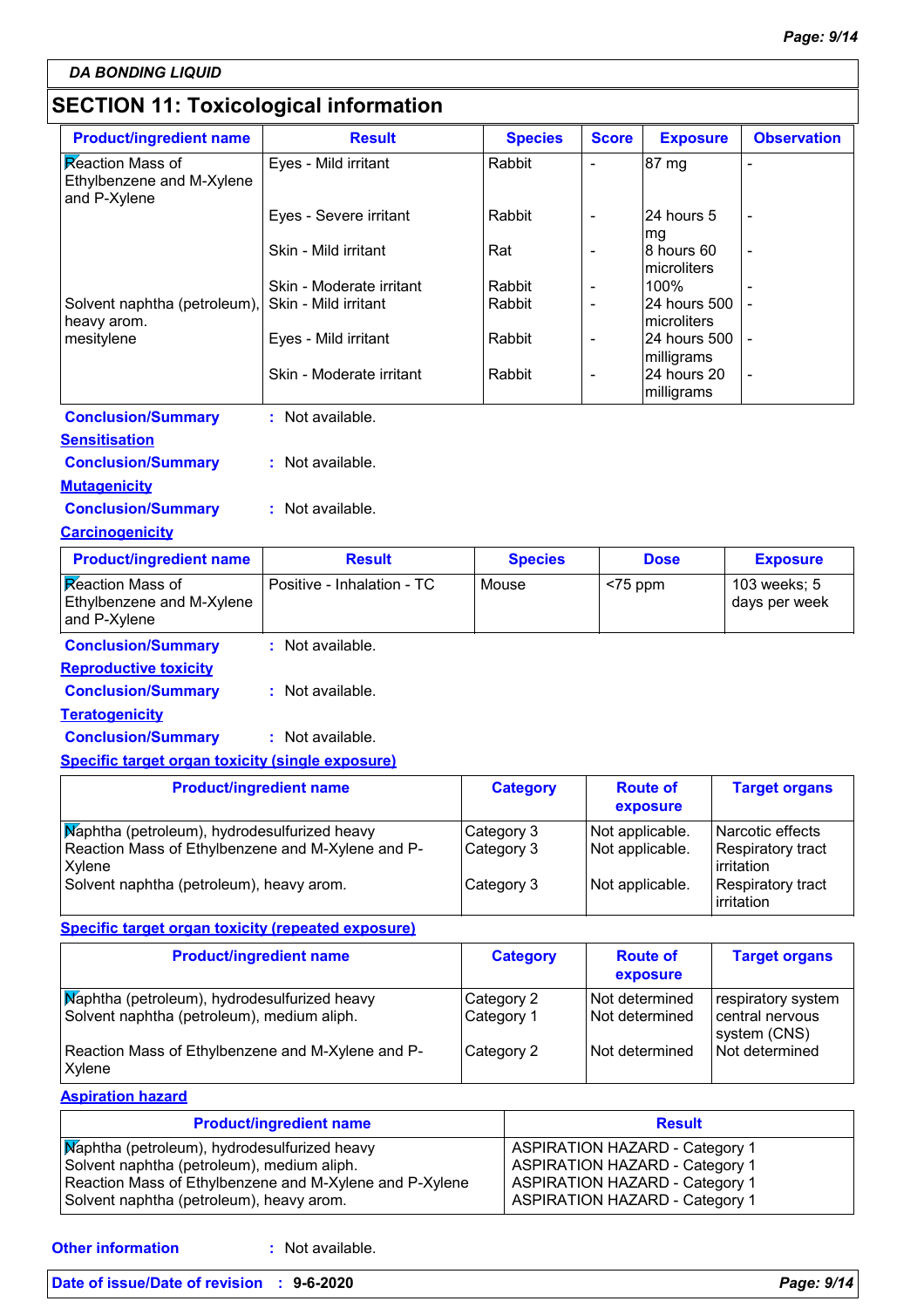DA BONDING LIQUID

## SECTION 11: Toxicological information

| Product/ingredient name | Result | Species | Score | Exposure | Observation |
|---|---|---|---|---|---|
| Reaction Mass of Ethylbenzene and M-Xylene and P-Xylene | Eyes - Mild irritant | Rabbit | - | 87 mg | - |
| | Eyes - Severe irritant | Rabbit | - | 24 hours 5 mg | - |
| | Skin - Mild irritant | Rat | - | 8 hours 60 microliters | - |
| | Skin - Moderate irritant | Rabbit | - | 100% | - |
| Solvent naphtha (petroleum), heavy arom. | Skin - Mild irritant | Rabbit | - | 24 hours 500 microliters | - |
| mesitylene | Eyes - Mild irritant | Rabbit | - | 24 hours 500 milligrams | - |
| | Skin - Moderate irritant | Rabbit | - | 24 hours 20 milligrams | - |

**Conclusion/Summary** : Not available.

**Sensitisation**

**Conclusion/Summary** : Not available.

**Mutagenicity**

**Conclusion/Summary** : Not available.

**Carcinogenicity**

| Product/ingredient name | Result | Species | Dose | Exposure |
|---|---|---|---|---|
| Reaction Mass of Ethylbenzene and M-Xylene and P-Xylene | Positive - Inhalation - TC | Mouse | <75 ppm | 103 weeks; 5 days per week |

**Conclusion/Summary** : Not available.

**Reproductive toxicity**

**Conclusion/Summary** : Not available.

**Teratogenicity**

**Conclusion/Summary** : Not available.

**Specific target organ toxicity (single exposure)**

| Product/ingredient name | Category | Route of exposure | Target organs |
|---|---|---|---|
| Naphtha (petroleum), hydrodesulfurized heavy | Category 3 | Not applicable. | Narcotic effects |
| Reaction Mass of Ethylbenzene and M-Xylene and P-Xylene | Category 3 | Not applicable. | Respiratory tract irritation |
| Solvent naphtha (petroleum), heavy arom. | Category 3 | Not applicable. | Respiratory tract irritation |

**Specific target organ toxicity (repeated exposure)**

| Product/ingredient name | Category | Route of exposure | Target organs |
|---|---|---|---|
| Naphtha (petroleum), hydrodesulfurized heavy | Category 2 | Not determined | respiratory system |
| Solvent naphtha (petroleum), medium aliph. | Category 1 | Not determined | central nervous system (CNS) |
| Reaction Mass of Ethylbenzene and M-Xylene and P-Xylene | Category 2 | Not determined | Not determined |

**Aspiration hazard**

| Product/ingredient name | Result |
|---|---|
| Naphtha (petroleum), hydrodesulfurized heavy | ASPIRATION HAZARD - Category 1 |
| Solvent naphtha (petroleum), medium aliph. | ASPIRATION HAZARD - Category 1 |
| Reaction Mass of Ethylbenzene and M-Xylene and P-Xylene | ASPIRATION HAZARD - Category 1 |
| Solvent naphtha (petroleum), heavy arom. | ASPIRATION HAZARD - Category 1 |

**Other information** : Not available.

**Date of issue/Date of revision** : **9-6-2020**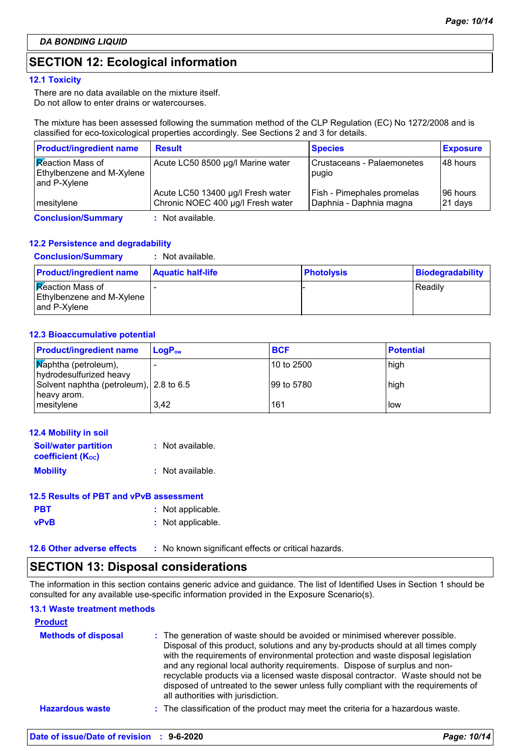**DA BONDING LIQUID**

## SECTION 12: Ecological information

### 12.1 Toxicity

There are no data available on the mixture itself.
Do not allow to enter drains or watercourses.

The mixture has been assessed following the summation method of the CLP Regulation (EC) No 1272/2008 and is classified for eco-toxicological properties accordingly. See Sections 2 and 3 for details.

| Product/ingredient name | Result | Species | Exposure |
|---|---|---|---|
| Reaction Mass of Ethylbenzene and M-Xylene and P-Xylene | Acute LC50 8500 µg/l Marine water | Crustaceans - Palaemonetes pugio | 48 hours |
| | Acute LC50 13400 µg/l Fresh water | Fish - Pimephales promelas | 96 hours |
| mesitylene | Chronic NOEC 400 µg/l Fresh water | Daphnia - Daphnia magna | 21 days |

**Conclusion/Summary** : Not available.

### 12.2 Persistence and degradability

**Conclusion/Summary** : Not available.

| Product/ingredient name | Aquatic half-life | Photolysis | Biodegradability |
|---|---|---|---|
| Reaction Mass of Ethylbenzene and M-Xylene and P-Xylene | - | - | Readily |

### 12.3 Bioaccumulative potential

| Product/ingredient name | $LogP_{ow}$ | BCF | Potential |
|---|---|---|---|
| Naphtha (petroleum), hydrodesulfurized heavy | - | 10 to 2500 | high |
| Solvent naphtha (petroleum), heavy arom. | 2.8 to 6.5 | 99 to 5780 | high |
| mesitylene | 3,42 | 161 | low |

### 12.4 Mobility in soil

**Soil/water partition coefficient ($K_{OC}$)** : Not available.

**Mobility** : Not available.

### 12.5 Results of PBT and vPvB assessment

**PBT** : Not applicable.

**vPvB** : Not applicable.

### 12.6 Other adverse effects : No known significant effects or critical hazards.

## SECTION 13: Disposal considerations

The information in this section contains generic advice and guidance. The list of Identified Uses in Section 1 should be consulted for any available use-specific information provided in the Exposure Scenario(s).

### 13.1 Waste treatment methods

**Product**

**Methods of disposal** : The generation of waste should be avoided or minimised wherever possible. Disposal of this product, solutions and any by-products should at all times comply with the requirements of environmental protection and waste disposal legislation and any regional local authority requirements. Dispose of surplus and non-recyclable products via a licensed waste disposal contractor. Waste should not be disposed of untreated to the sewer unless fully compliant with the requirements of all authorities with jurisdiction.

**Hazardous waste** : The classification of the product may meet the criteria for a hazardous waste.

**Date of issue/Date of revision : 9-6-2020**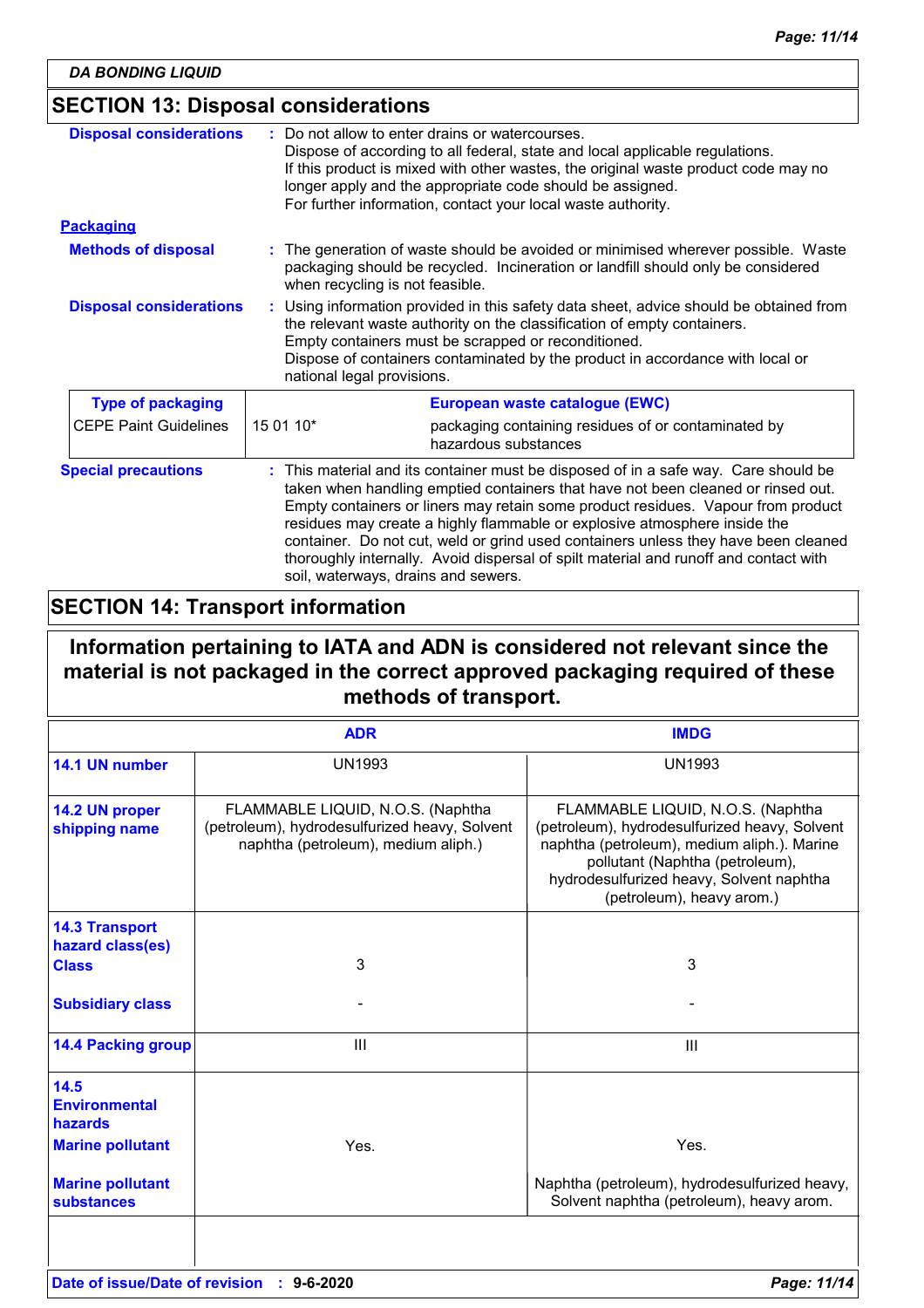DA BONDING LIQUID

## SECTION 13: Disposal considerations

**Disposal considerations** : Do not allow to enter drains or watercourses.
Dispose of according to all federal, state and local applicable regulations.
If this product is mixed with other wastes, the original waste product code may no longer apply and the appropriate code should be assigned.
For further information, contact your local waste authority.

### Packaging

**Methods of disposal** : The generation of waste should be avoided or minimised wherever possible. Waste packaging should be recycled. Incineration or landfill should only be considered when recycling is not feasible.

**Disposal considerations** : Using information provided in this safety data sheet, advice should be obtained from the relevant waste authority on the classification of empty containers.
Empty containers must be scrapped or reconditioned.
Dispose of containers contaminated by the product in accordance with local or national legal provisions.

| Type of packaging | European waste catalogue (EWC) | |
|---|---|---|
| CEPE Paint Guidelines | 15 01 10* | packaging containing residues of or contaminated by hazardous substances |

**Special precautions** : This material and its container must be disposed of in a safe way. Care should be taken when handling emptied containers that have not been cleaned or rinsed out. Empty containers or liners may retain some product residues. Vapour from product residues may create a highly flammable or explosive atmosphere inside the container. Do not cut, weld or grind used containers unless they have been cleaned thoroughly internally. Avoid dispersal of spilt material and runoff and contact with soil, waterways, drains and sewers.

## SECTION 14: Transport information

**Information pertaining to IATA and ADN is considered not relevant since the material is not packaged in the correct approved packaging required of these methods of transport.**

| | ADR | IMDG |
|---|---|---|
| **14.1 UN number** | UN1993 | UN1993 |
| **14.2 UN proper shipping name** | FLAMMABLE LIQUID, N.O.S. (Naphtha (petroleum), hydrodesulfurized heavy, Solvent naphtha (petroleum), medium aliph.) | FLAMMABLE LIQUID, N.O.S. (Naphtha (petroleum), hydrodesulfurized heavy, Solvent naphtha (petroleum), medium aliph.). Marine pollutant (Naphtha (petroleum), hydrodesulfurized heavy, Solvent naphtha (petroleum), heavy arom.) |
| **14.3 Transport hazard class(es)** **Class** | 3 | 3 |
| **Subsidiary class** | - | - |
| **14.4 Packing group** | III | III |
| **14.5 Environmental hazards** **Marine pollutant** | Yes. | Yes. |
| **Marine pollutant substances** | | Naphtha (petroleum), hydrodesulfurized heavy, Solvent naphtha (petroleum), heavy arom. |

**Date of issue/Date of revision** : **9-6-2020**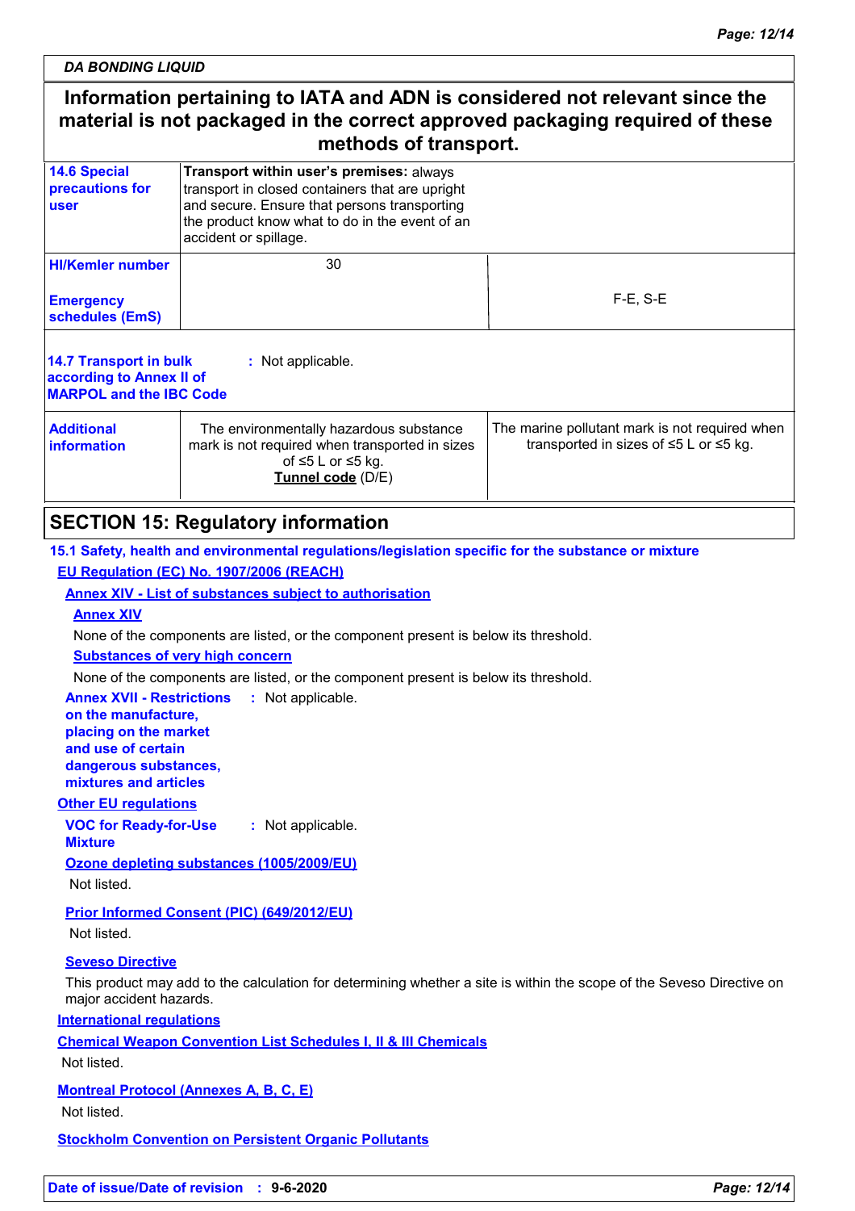DA BONDING LIQUID

**Information pertaining to IATA and ADN is considered not relevant since the material is not packaged in the correct approved packaging required of these methods of transport.**

| | | |
|---|---|---|
| **14.6 Special precautions for user** | **Transport within user's premises:** always transport in closed containers that are upright and secure. Ensure that persons transporting the product know what to do in the event of an accident or spillage. | |
| **HI/Kemler number**<br><br>**Emergency schedules (EmS)** | 30 | F-E, S-E |
| **14.7 Transport in bulk according to Annex II of MARPOL and the IBC Code** | : Not applicable. | |
| **Additional information** | The environmentally hazardous substance mark is not required when transported in sizes of ≤5 L or ≤5 kg.<br>**Tunnel code** (D/E) | The marine pollutant mark is not required when transported in sizes of ≤5 L or ≤5 kg. |

## SECTION 15: Regulatory information

**15.1 Safety, health and environmental regulations/legislation specific for the substance or mixture**

**EU Regulation (EC) No. 1907/2006 (REACH)**

**Annex XIV - List of substances subject to authorisation**

**Annex XIV**

None of the components are listed, or the component present is below its threshold.

**Substances of very high concern**

None of the components are listed, or the component present is below its threshold.

**Annex XVII - Restrictions on the manufacture, placing on the market and use of certain dangerous substances, mixtures and articles** : Not applicable.

**Other EU regulations**

**VOC for Ready-for-Use Mixture** : Not applicable.

**Ozone depleting substances (1005/2009/EU)**

Not listed.

**Prior Informed Consent (PIC) (649/2012/EU)**

Not listed.

**Seveso Directive**

This product may add to the calculation for determining whether a site is within the scope of the Seveso Directive on major accident hazards.

**International regulations**

**Chemical Weapon Convention List Schedules I, II & III Chemicals**

Not listed.

**Montreal Protocol (Annexes A, B, C, E)**

Not listed.

**Stockholm Convention on Persistent Organic Pollutants**

**Date of issue/Date of revision** : **9-6-2020**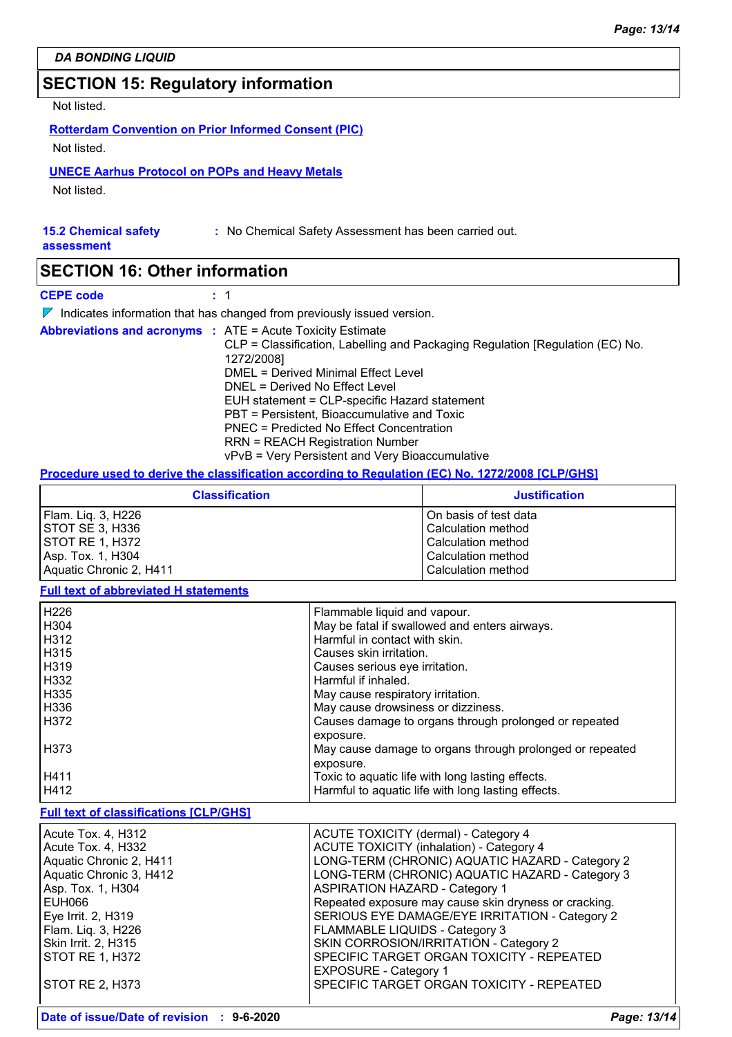## SECTION 15: Regulatory information

Not listed.

**Rotterdam Convention on Prior Informed Consent (PIC)**

Not listed.

**UNECE Aarhus Protocol on POPs and Heavy Metals**

Not listed.

**15.2 Chemical safety assessment** : No Chemical Safety Assessment has been carried out.

## SECTION 16: Other information

**CEPE code** : 1

▼ Indicates information that has changed from previously issued version.

**Abbreviations and acronyms** : ATE = Acute Toxicity Estimate
CLP = Classification, Labelling and Packaging Regulation [Regulation (EC) No. 1272/2008]
DMEL = Derived Minimal Effect Level
DNEL = Derived No Effect Level
EUH statement = CLP-specific Hazard statement
PBT = Persistent, Bioaccumulative and Toxic
PNEC = Predicted No Effect Concentration
RRN = REACH Registration Number
vPvB = Very Persistent and Very Bioaccumulative

**Procedure used to derive the classification according to Regulation (EC) No. 1272/2008 [CLP/GHS]**

| Classification | Justification |
|---|---|
| Flam. Liq. 3, H226 | On basis of test data |
| STOT SE 3, H336 | Calculation method |
| STOT RE 1, H372 | Calculation method |
| Asp. Tox. 1, H304 | Calculation method |
| Aquatic Chronic 2, H411 | Calculation method |

**Full text of abbreviated H statements**

| | |
|---|---|
| H226 | Flammable liquid and vapour. |
| H304 | May be fatal if swallowed and enters airways. |
| H312 | Harmful in contact with skin. |
| H315 | Causes skin irritation. |
| H319 | Causes serious eye irritation. |
| H332 | Harmful if inhaled. |
| H335 | May cause respiratory irritation. |
| H336 | May cause drowsiness or dizziness. |
| H372 | Causes damage to organs through prolonged or repeated exposure. |
| H373 | May cause damage to organs through prolonged or repeated exposure. |
| H411 | Toxic to aquatic life with long lasting effects. |
| H412 | Harmful to aquatic life with long lasting effects. |

**Full text of classifications [CLP/GHS]**

| | |
|---|---|
| Acute Tox. 4, H312 | ACUTE TOXICITY (dermal) - Category 4 |
| Acute Tox. 4, H332 | ACUTE TOXICITY (inhalation) - Category 4 |
| Aquatic Chronic 2, H411 | LONG-TERM (CHRONIC) AQUATIC HAZARD - Category 2 |
| Aquatic Chronic 3, H412 | LONG-TERM (CHRONIC) AQUATIC HAZARD - Category 3 |
| Asp. Tox. 1, H304 | ASPIRATION HAZARD - Category 1 |
| EUH066 | Repeated exposure may cause skin dryness or cracking. |
| Eye Irrit. 2, H319 | SERIOUS EYE DAMAGE/EYE IRRITATION - Category 2 |
| Flam. Liq. 3, H226 | FLAMMABLE LIQUIDS - Category 3 |
| Skin Irrit. 2, H315 | SKIN CORROSION/IRRITATION - Category 2 |
| STOT RE 1, H372 | SPECIFIC TARGET ORGAN TOXICITY - REPEATED EXPOSURE - Category 1 |
| STOT RE 2, H373 | SPECIFIC TARGET ORGAN TOXICITY - REPEATED |

**Date of issue/Date of revision** : **9-6-2020**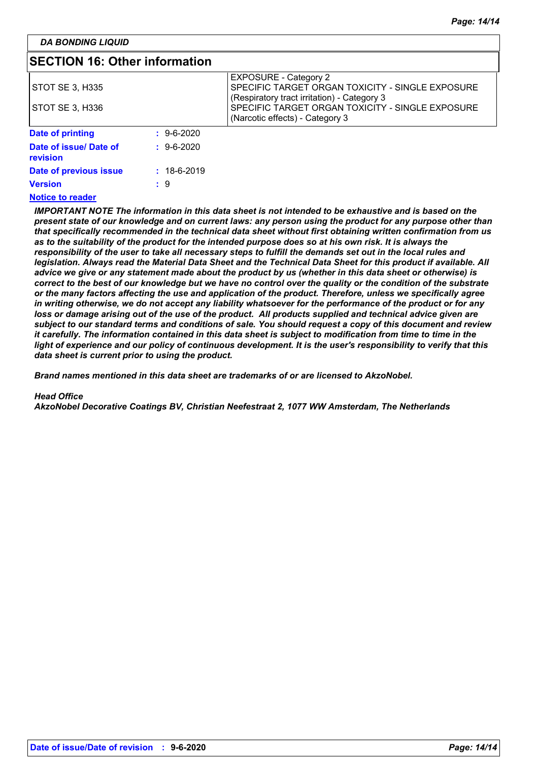## SECTION 16: Other information

| | |
|---|---|
| | EXPOSURE - Category 2 |
| STOT SE 3, H335 | SPECIFIC TARGET ORGAN TOXICITY - SINGLE EXPOSURE (Respiratory tract irritation) - Category 3 |
| STOT SE 3, H336 | SPECIFIC TARGET ORGAN TOXICITY - SINGLE EXPOSURE (Narcotic effects) - Category 3 |

**Date of printing** : 9-6-2020

**Date of issue/ Date of revision** : 9-6-2020

**Date of previous issue** : 18-6-2019

**Version** : 9

**Notice to reader**

***IMPORTANT NOTE The information in this data sheet is not intended to be exhaustive and is based on the present state of our knowledge and on current laws: any person using the product for any purpose other than that specifically recommended in the technical data sheet without first obtaining written confirmation from us as to the suitability of the product for the intended purpose does so at his own risk. It is always the responsibility of the user to take all necessary steps to fulfill the demands set out in the local rules and legislation. Always read the Material Data Sheet and the Technical Data Sheet for this product if available. All advice we give or any statement made about the product by us (whether in this data sheet or otherwise) is correct to the best of our knowledge but we have no control over the quality or the condition of the substrate or the many factors affecting the use and application of the product. Therefore, unless we specifically agree in writing otherwise, we do not accept any liability whatsoever for the performance of the product or for any loss or damage arising out of the use of the product. All products supplied and technical advice given are subject to our standard terms and conditions of sale. You should request a copy of this document and review it carefully. The information contained in this data sheet is subject to modification from time to time in the light of experience and our policy of continuous development. It is the user's responsibility to verify that this data sheet is current prior to using the product.***

***Brand names mentioned in this data sheet are trademarks of or are licensed to AkzoNobel.***

***Head Office***
***AkzoNobel Decorative Coatings BV, Christian Neefestraat 2, 1077 WW Amsterdam, The Netherlands***